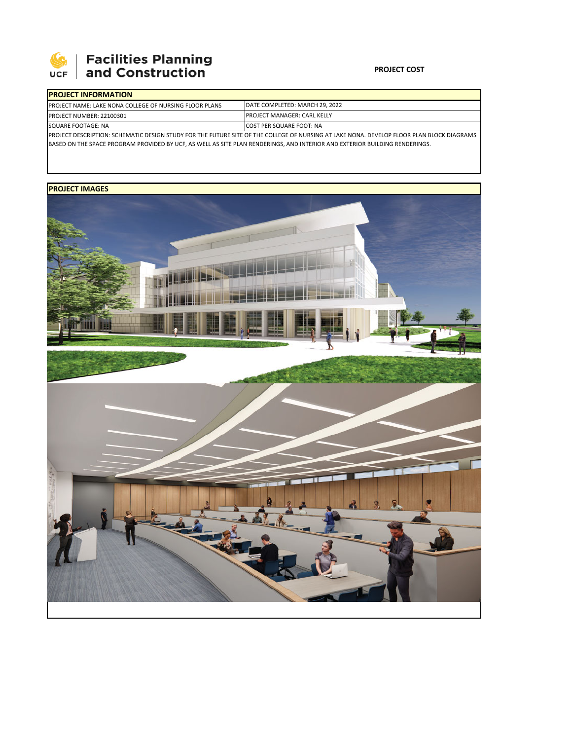**Facilities Planning and Construction**

**PROJECT COST**

| **PROJECT INFORMATION** | |
|---|---|
| PROJECT NAME: LAKE NONA COLLEGE OF NURSING FLOOR PLANS | DATE COMPLETED: MARCH 29, 2022 |
| PROJECT NUMBER: 22100301 | PROJECT MANAGER: CARL KELLY |
| SQUARE FOOTAGE: NA | COST PER SQUARE FOOT: NA |

PROJECT DESCRIPTION: SCHEMATIC DESIGN STUDY FOR THE FUTURE SITE OF THE COLLEGE OF NURSING AT LAKE NONA. DEVELOP FLOOR PLAN BLOCK DIAGRAMS BASED ON THE SPACE PROGRAM PROVIDED BY UCF, AS WELL AS SITE PLAN RENDERINGS, AND INTERIOR AND EXTERIOR BUILDING RENDERINGS.

**PROJECT IMAGES**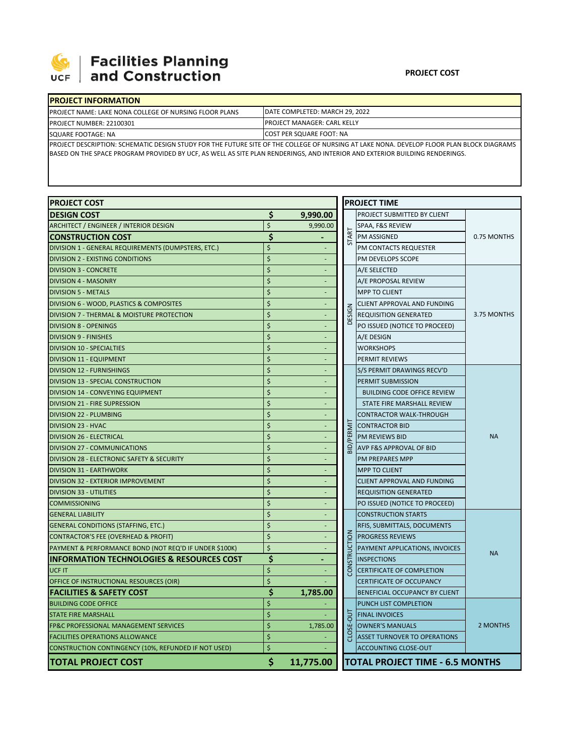**Facilities Planning and Construction** UCF

**PROJECT COST**

| PROJECT INFORMATION | |
|---|---|
| PROJECT NAME: LAKE NONA COLLEGE OF NURSING FLOOR PLANS | DATE COMPLETED: MARCH 29, 2022 |
| PROJECT NUMBER: 22100301 | PROJECT MANAGER: CARL KELLY |
| SQUARE FOOTAGE: NA | COST PER SQUARE FOOT: NA |
| PROJECT DESCRIPTION: SCHEMATIC DESIGN STUDY FOR THE FUTURE SITE OF THE COLLEGE OF NURSING AT LAKE NONA. DEVELOP FLOOR PLAN BLOCK DIAGRAMS BASED ON THE SPACE PROGRAM PROVIDED BY UCF, AS WELL AS SITE PLAN RENDERINGS, AND INTERIOR AND EXTERIOR BUILDING RENDERINGS. | |

| PROJECT COST | | |
|---|---|---|
| **DESIGN COST** | **$** | **9,990.00** |
| ARCHITECT / ENGINEER / INTERIOR DESIGN | $ | 9,990.00 |
| **CONSTRUCTION COST** | **$** | **-** |
| DIVISION 1 - GENERAL REQUIREMENTS (DUMPSTERS, ETC.) | $ | - |
| DIVISION 2 - EXISTING CONDITIONS | $ | - |
| DIVISION 3 - CONCRETE | $ | - |
| DIVISION 4 - MASONRY | $ | - |
| DIVISION 5 - METALS | $ | - |
| DIVISION 6 - WOOD, PLASTICS & COMPOSITES | $ | - |
| DIVISION 7 - THERMAL & MOISTURE PROTECTION | $ | - |
| DIVISION 8 - OPENINGS | $ | - |
| DIVISION 9 - FINISHES | $ | - |
| DIVISION 10 - SPECIALTIES | $ | - |
| DIVISION 11 - EQUIPMENT | $ | - |
| DIVISION 12 - FURNISHINGS | $ | - |
| DIVISION 13 - SPECIAL CONSTRUCTION | $ | - |
| DIVISION 14 - CONVEYING EQUIPMENT | $ | - |
| DIVISION 21 - FIRE SUPRESSION | $ | - |
| DIVISION 22 - PLUMBING | $ | - |
| DIVISION 23 - HVAC | $ | - |
| DIVISION 26 - ELECTRICAL | $ | - |
| DIVISION 27 - COMMUNICATIONS | $ | - |
| DIVISION 28 - ELECTRONIC SAFETY & SECURITY | $ | - |
| DIVISION 31 - EARTHWORK | $ | - |
| DIVISION 32 - EXTERIOR IMPROVEMENT | $ | - |
| DIVISION 33 - UTILITIES | $ | - |
| COMMISSIONING | $ | - |
| GENERAL LIABILITY | $ | - |
| GENERAL CONDITIONS (STAFFING, ETC.) | $ | - |
| CONTRACTOR'S FEE (OVERHEAD & PROFIT) | $ | - |
| PAYMENT & PERFORMANCE BOND (NOT REQ'D IF UNDER $100K) | $ | - |
| **INFORMATION TECHNOLOGIES & RESOURCES COST** | **$** | **-** |
| UCF IT | $ | - |
| OFFICE OF INSTRUCTIONAL RESOURCES (OIR) | $ | - |
| **FACILITIES & SAFETY COST** | **$** | **1,785.00** |
| BUILDING CODE OFFICE | $ | - |
| STATE FIRE MARSHALL | $ | - |
| FP&C PROFESSIONAL MANAGEMENT SERVICES | $ | 1,785.00 |
| FACILITIES OPERATIONS ALLOWANCE | $ | - |
| CONSTRUCTION CONTINGENCY (10%, REFUNDED IF NOT USED) | $ | - |
| **TOTAL PROJECT COST** | **$** | **11,775.00** |

| PROJECT TIME | | |
|---|---|---|
| START | PROJECT SUBMITTED BY CLIENT | 0.75 MONTHS |
| | SPAA, F&S REVIEW | |
| | PM ASSIGNED | |
| | PM CONTACTS REQUESTER | |
| | PM DEVELOPS SCOPE | |
| DESIGN | A/E SELECTED | 3.75 MONTHS |
| | A/E PROPOSAL REVIEW | |
| | MPP TO CLIENT | |
| | CLIENT APPROVAL AND FUNDING | |
| | REQUISITION GENERATED | |
| | PO ISSUED (NOTICE TO PROCEED) | |
| | A/E DESIGN | |
| | WORKSHOPS | |
| | PERMIT REVIEWS | |
| BID/PERMIT | S/S PERMIT DRAWINGS RECV'D | NA |
| | PERMIT SUBMISSION | |
| | BUILDING CODE OFFICE REVIEW | |
| | STATE FIRE MARSHALL REVIEW | |
| | CONTRACTOR WALK-THROUGH | |
| | CONTRACTOR BID | |
| | PM REVIEWS BID | |
| | AVP F&S APPROVAL OF BID | |
| | PM PREPARES MPP | |
| | MPP TO CLIENT | |
| | CLIENT APPROVAL AND FUNDING | |
| | REQUISITION GENERATED | |
| | PO ISSUED (NOTICE TO PROCEED) | |
| CONSTRUCTION | CONSTRUCTION STARTS | NA |
| | RFIS, SUBMITTALS, DOCUMENTS | |
| | PROGRESS REVIEWS | |
| | PAYMENT APPLICATIONS, INVOICES | |
| | INSPECTIONS | |
| | CERTIFICATE OF COMPLETION | |
| | CERTIFICATE OF OCCUPANCY | |
| | BENEFICIAL OCCUPANCY BY CLIENT | |
| CLOSE-OUT | PUNCH LIST COMPLETION | 2 MONTHS |
| | FINAL INVOICES | |
| | OWNER'S MANUALS | |
| | ASSET TURNOVER TO OPERATIONS | |
| | ACCOUNTING CLOSE-OUT | |
| **TOTAL PROJECT TIME - 6.5 MONTHS** | | |